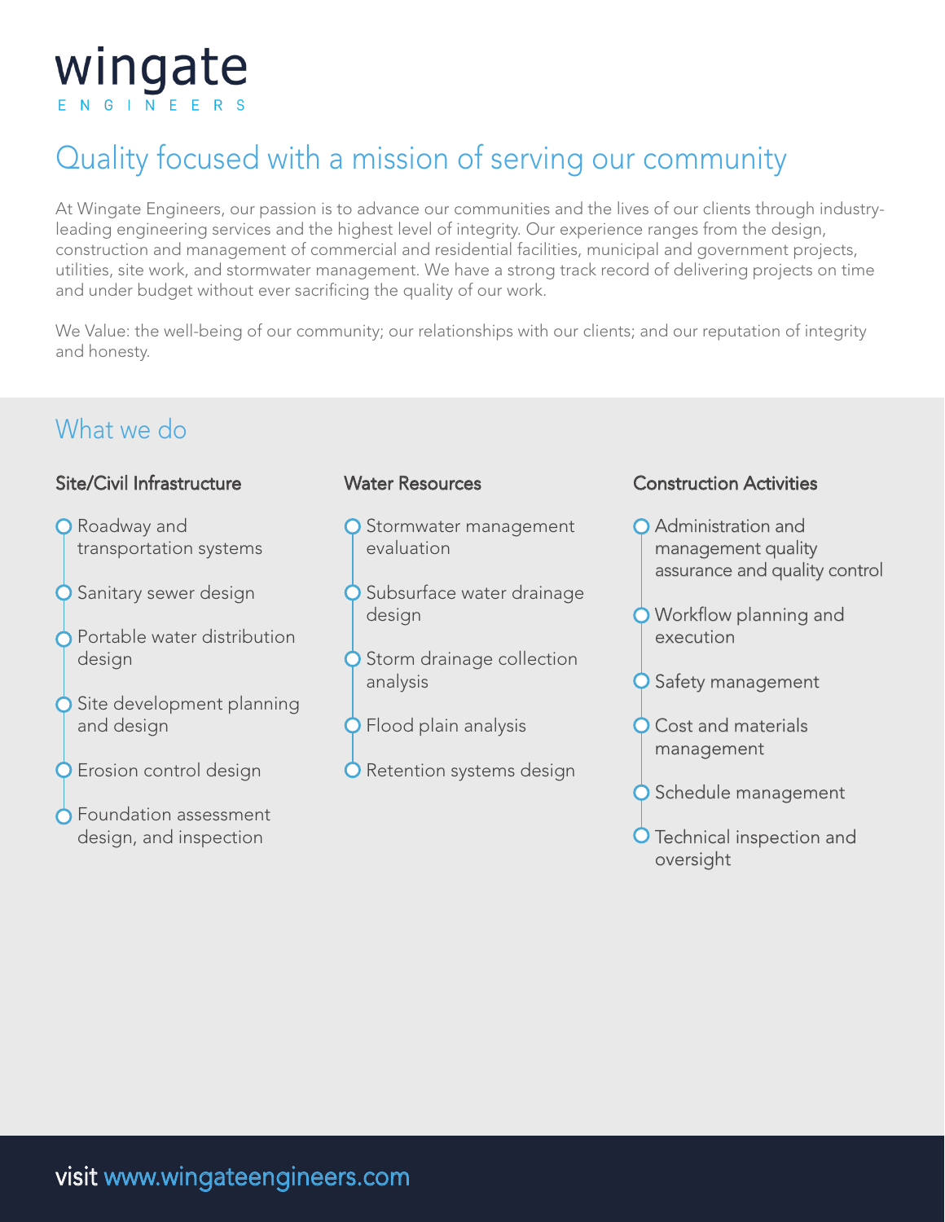# wingate

ENGINEERS

## Quality focused with a mission of serving our community

At Wingate Engineers, our passion is to advance our communities and the lives of our clients through industry-leading engineering services and the highest level of integrity. Our experience ranges from the design, construction and management of commercial and residential facilities, municipal and government projects, utilities, site work, and stormwater management. We have a strong track record of delivering projects on time and under budget without ever sacrificing the quality of our work.

We Value: the well-being of our community; our relationships with our clients; and our reputation of integrity and honesty.

## What we do

### Site/Civil Infrastructure

- Roadway and transportation systems
- Sanitary sewer design
- Portable water distribution design
- Site development planning and design
- Erosion control design
- Foundation assessment design, and inspection

### Water Resources

- Stormwater management evaluation
- Subsurface water drainage design
- Storm drainage collection analysis
- Flood plain analysis
- Retention systems design

### Construction Activities

- Administration and management quality assurance and quality control
- Workflow planning and execution
- Safety management
- Cost and materials management
- Schedule management
- Technical inspection and oversight

visit www.wingateengineers.com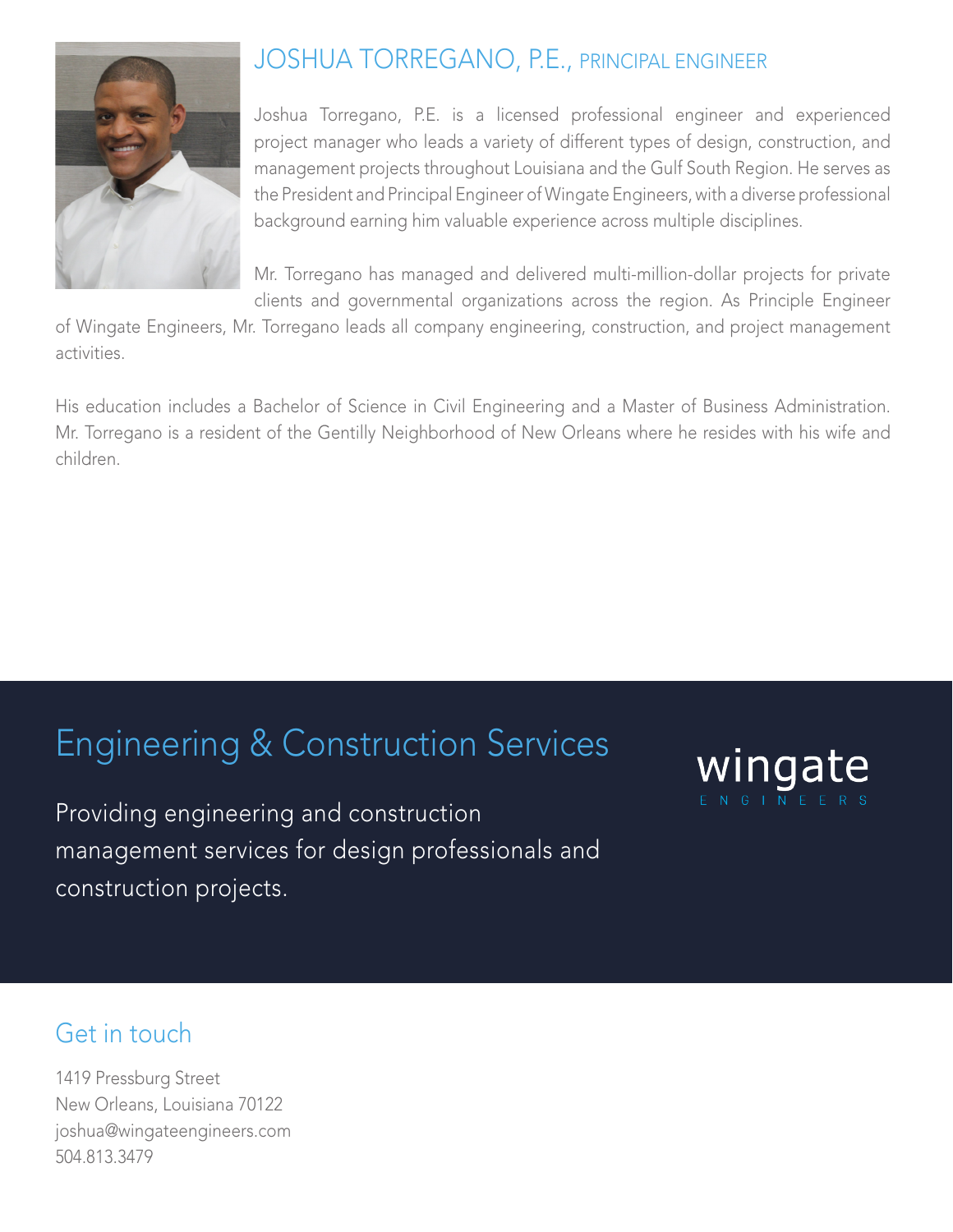## JOSHUA TORREGANO, P.E., PRINCIPAL ENGINEER

Joshua Torregano, P.E. is a licensed professional engineer and experienced project manager who leads a variety of different types of design, construction, and management projects throughout Louisiana and the Gulf South Region. He serves as the President and Principal Engineer of Wingate Engineers, with a diverse professional background earning him valuable experience across multiple disciplines.

Mr. Torregano has managed and delivered multi-million-dollar projects for private clients and governmental organizations across the region. As Principle Engineer of Wingate Engineers, Mr. Torregano leads all company engineering, construction, and project management activities.

His education includes a Bachelor of Science in Civil Engineering and a Master of Business Administration. Mr. Torregano is a resident of the Gentilly Neighborhood of New Orleans where he resides with his wife and children.

## Engineering & Construction Services

Providing engineering and construction management services for design professionals and construction projects.

wingate
ENGINEERS

## Get in touch

1419 Pressburg Street
New Orleans, Louisiana 70122
joshua@wingateengineers.com
504.813.3479